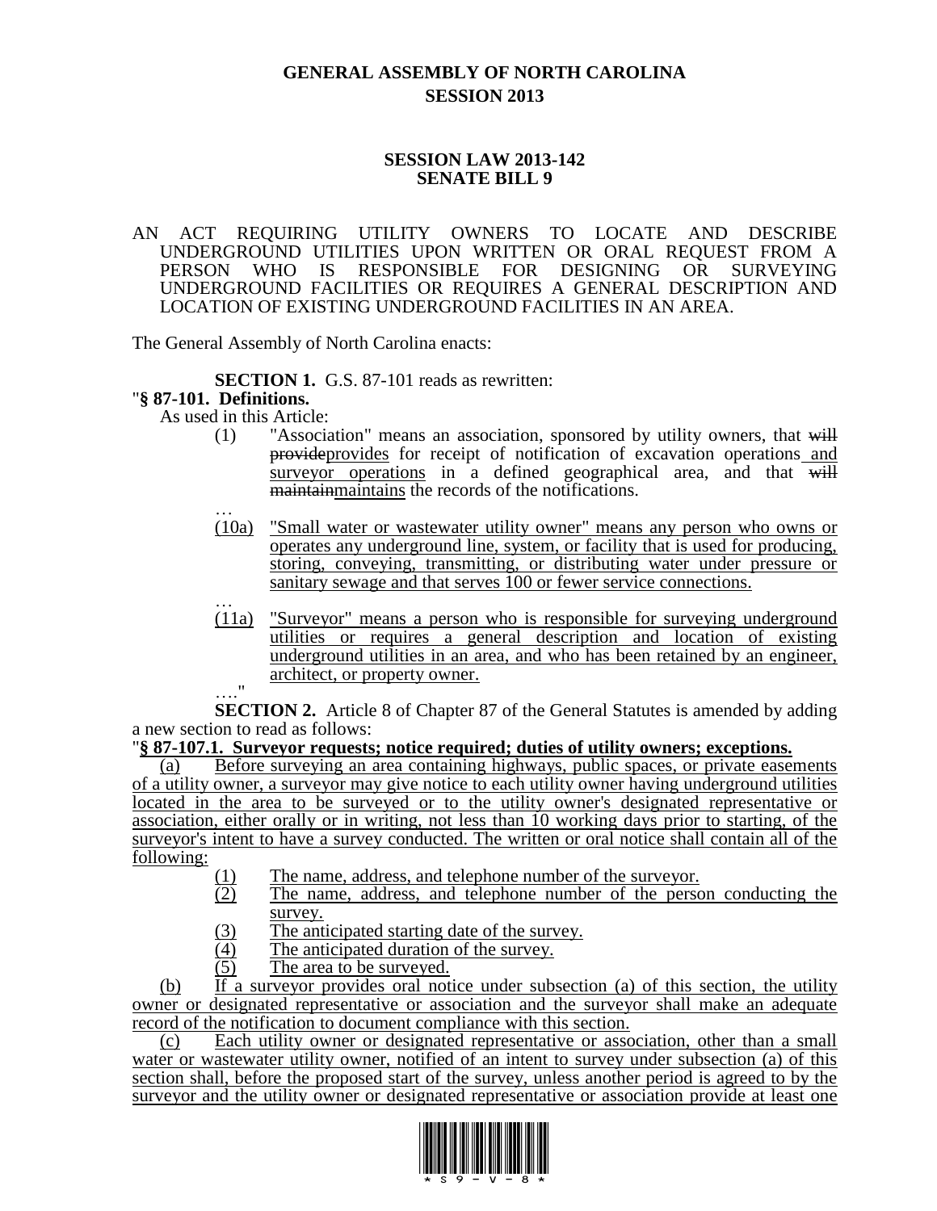# GENERAL ASSEMBLY OF NORTH CAROLINA
## SESSION 2013

### SESSION LAW 2013-142
### SENATE BILL 9

AN ACT REQUIRING UTILITY OWNERS TO LOCATE AND DESCRIBE UNDERGROUND UTILITIES UPON WRITTEN OR ORAL REQUEST FROM A PERSON WHO IS RESPONSIBLE FOR DESIGNING OR SURVEYING UNDERGROUND FACILITIES OR REQUIRES A GENERAL DESCRIPTION AND LOCATION OF EXISTING UNDERGROUND FACILITIES IN AN AREA.

The General Assembly of North Carolina enacts:

**SECTION 1.** G.S. 87-101 reads as rewritten:

"**§ 87-101. Definitions.**

As used in this Article:

(1) "Association" means an association, sponsored by utility owners, that ~~will provide~~provides for receipt of notification of excavation operations and surveyor operations in a defined geographical area, and that ~~will maintain~~maintains the records of the notifications.

…

(10a) "Small water or wastewater utility owner" means any person who owns or operates any underground line, system, or facility that is used for producing, storing, conveying, transmitting, or distributing water under pressure or sanitary sewage and that serves 100 or fewer service connections.

…

(11a) "Surveyor" means a person who is responsible for surveying underground utilities or requires a general description and location of existing underground utilities in an area, and who has been retained by an engineer, architect, or property owner.

…."

**SECTION 2.** Article 8 of Chapter 87 of the General Statutes is amended by adding a new section to read as follows:

"**§ 87-107.1. Surveyor requests; notice required; duties of utility owners; exceptions.**

(a) Before surveying an area containing highways, public spaces, or private easements of a utility owner, a surveyor may give notice to each utility owner having underground utilities located in the area to be surveyed or to the utility owner's designated representative or association, either orally or in writing, not less than 10 working days prior to starting, of the surveyor's intent to have a survey conducted. The written or oral notice shall contain all of the following:

(1) The name, address, and telephone number of the surveyor.

(2) The name, address, and telephone number of the person conducting the survey.

(3) The anticipated starting date of the survey.

(4) The anticipated duration of the survey.

(5) The area to be surveyed.

(b) If a surveyor provides oral notice under subsection (a) of this section, the utility owner or designated representative or association and the surveyor shall make an adequate record of the notification to document compliance with this section.

(c) Each utility owner or designated representative or association, other than a small water or wastewater utility owner, notified of an intent to survey under subsection (a) of this section shall, before the proposed start of the survey, unless another period is agreed to by the surveyor and the utility owner or designated representative or association provide at least one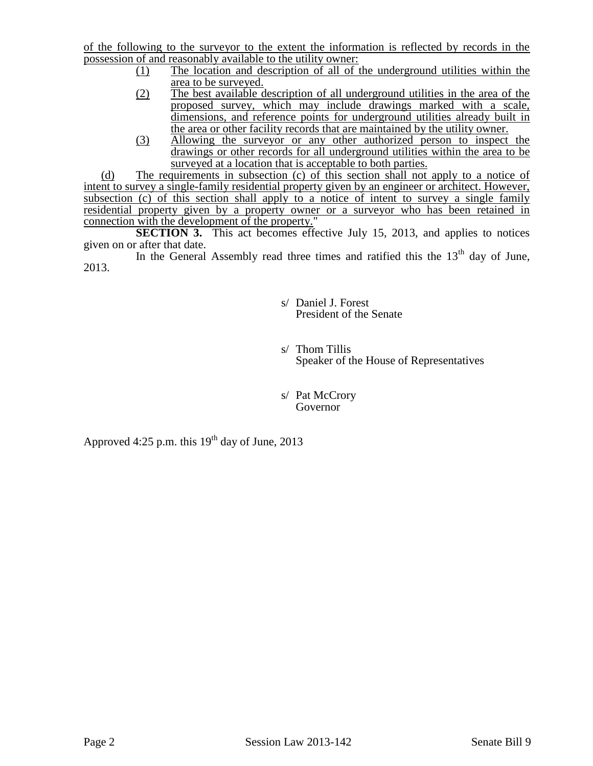of the following to the surveyor to the extent the information is reflected by records in the possession of and reasonably available to the utility owner:

(1) The location and description of all of the underground utilities within the area to be surveyed.

(2) The best available description of all underground utilities in the area of the proposed survey, which may include drawings marked with a scale, dimensions, and reference points for underground utilities already built in the area or other facility records that are maintained by the utility owner.

(3) Allowing the surveyor or any other authorized person to inspect the drawings or other records for all underground utilities within the area to be surveyed at a location that is acceptable to both parties.

(d) The requirements in subsection (c) of this section shall not apply to a notice of intent to survey a single-family residential property given by an engineer or architect. However, subsection (c) of this section shall apply to a notice of intent to survey a single family residential property given by a property owner or a surveyor who has been retained in connection with the development of the property."

**SECTION 3.** This act becomes effective July 15, 2013, and applies to notices given on or after that date.

In the General Assembly read three times and ratified this the 13th day of June, 2013.

s/ Daniel J. Forest
President of the Senate

s/ Thom Tillis
Speaker of the House of Representatives

s/ Pat McCrory
Governor

Approved 4:25 p.m. this 19th day of June, 2013